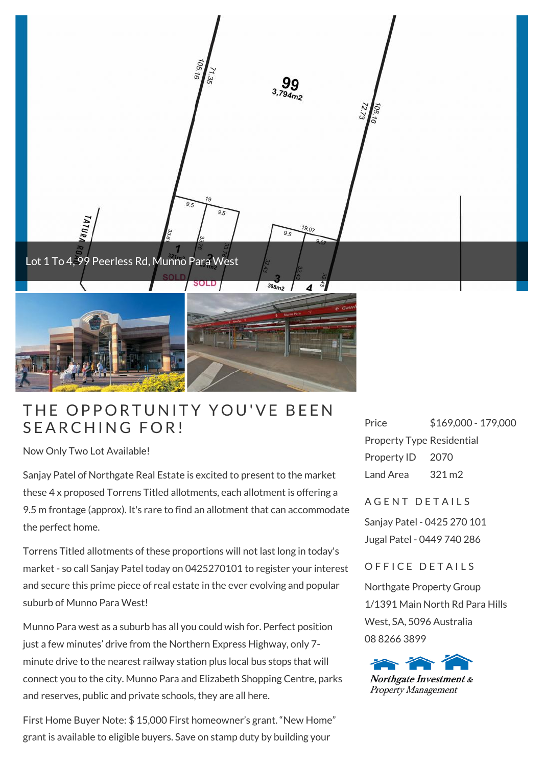Lot 1 To 4, 99 Peerless Rd, Munno Para West

# THE OPPORTUNITY YOU'VE BEEN SEARCHING FOR!

Now Only Two Lot Available!

Sanjay Patel of Northgate Real Estate is excited to present to the market these 4 x proposed Torrens Titled allotments, each allotment is offering a 9.5 m frontage (approx). It's rare to find an allotment that can accommodate the perfect home.

Torrens Titled allotments of these proportions will not last long in today's market - so call Sanjay Patel today on 0425270101 to register your interest and secure this prime piece of real estate in the ever evolving and popular suburb of Munno Para West!

Munno Para west as a suburb has all you could wish for. Perfect position just a few minutes' drive from the Northern Express Highway, only 7-minute drive to the nearest railway station plus local bus stops that will connect you to the city. Munno Para and Elizabeth Shopping Centre, parks and reserves, public and private schools, they are all here.

First Home Buyer Note: $ 15,000 First homeowner's grant. "New Home" grant is available to eligible buyers. Save on stamp duty by building your

| | |
|---|---|
| Price | $169,000 - 179,000 |
| Property Type | Residential |
| Property ID | 2070 |
| Land Area | 321 m2 |

## AGENT DETAILS

Sanjay Patel - 0425 270 101

Jugal Patel - 0449 740 286

## OFFICE DETAILS

Northgate Property Group

1/1391 Main North Rd Para Hills West, SA, 5096 Australia

08 8266 3899

Northgate Investment & Property Management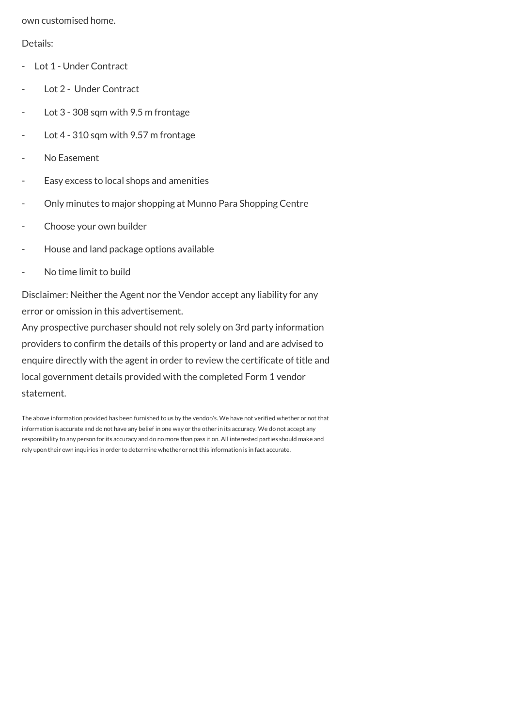own customised home.

Details:

- Lot 1 - Under Contract
- Lot 2 - Under Contract
- Lot 3 - 308 sqm with 9.5 m frontage
- Lot 4 - 310 sqm with 9.57 m frontage
- No Easement
- Easy excess to local shops and amenities
- Only minutes to major shopping at Munno Para Shopping Centre
- Choose your own builder
- House and land package options available
- No time limit to build

Disclaimer: Neither the Agent nor the Vendor accept any liability for any error or omission in this advertisement.
Any prospective purchaser should not rely solely on 3rd party information providers to confirm the details of this property or land and are advised to enquire directly with the agent in order to review the certificate of title and local government details provided with the completed Form 1 vendor statement.

The above information provided has been furnished to us by the vendor/s. We have not verified whether or not that information is accurate and do not have any belief in one way or the other in its accuracy. We do not accept any responsibility to any person for its accuracy and do no more than pass it on. All interested parties should make and rely upon their own inquiries in order to determine whether or not this information is in fact accurate.